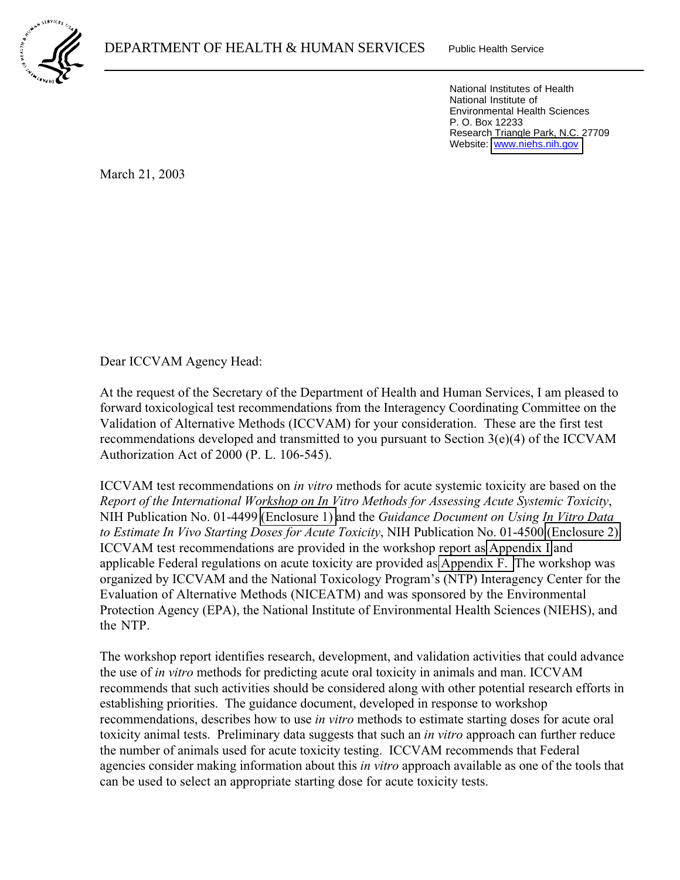DEPARTMENT OF HEALTH & HUMAN SERVICES  Public Health Service

National Institutes of Health
National Institute of
Environmental Health Sciences
P. O. Box 12233
Research Triangle Park, N.C. 27709
Website: www.niehs.nih.gov

March 21, 2003

Dear ICCVAM Agency Head:

At the request of the Secretary of the Department of Health and Human Services, I am pleased to forward toxicological test recommendations from the Interagency Coordinating Committee on the Validation of Alternative Methods (ICCVAM) for your consideration. These are the first test recommendations developed and transmitted to you pursuant to Section 3(e)(4) of the ICCVAM Authorization Act of 2000 (P. L. 106-545).

ICCVAM test recommendations on *in vitro* methods for acute systemic toxicity are based on the *Report of the International Workshop on In Vitro Methods for Assessing Acute Systemic Toxicity*, NIH Publication No. 01-4499 (Enclosure 1) and the *Guidance Document on Using In Vitro Data to Estimate In Vivo Starting Doses for Acute Toxicity*, NIH Publication No. 01-4500 (Enclosure 2). ICCVAM test recommendations are provided in the workshop report as Appendix I and applicable Federal regulations on acute toxicity are provided as Appendix F. The workshop was organized by ICCVAM and the National Toxicology Program's (NTP) Interagency Center for the Evaluation of Alternative Methods (NICEATM) and was sponsored by the Environmental Protection Agency (EPA), the National Institute of Environmental Health Sciences (NIEHS), and the NTP.

The workshop report identifies research, development, and validation activities that could advance the use of *in vitro* methods for predicting acute oral toxicity in animals and man. ICCVAM recommends that such activities should be considered along with other potential research efforts in establishing priorities. The guidance document, developed in response to workshop recommendations, describes how to use *in vitro* methods to estimate starting doses for acute oral toxicity animal tests. Preliminary data suggests that such an *in vitro* approach can further reduce the number of animals used for acute toxicity testing. ICCVAM recommends that Federal agencies consider making information about this *in vitro* approach available as one of the tools that can be used to select an appropriate starting dose for acute toxicity tests.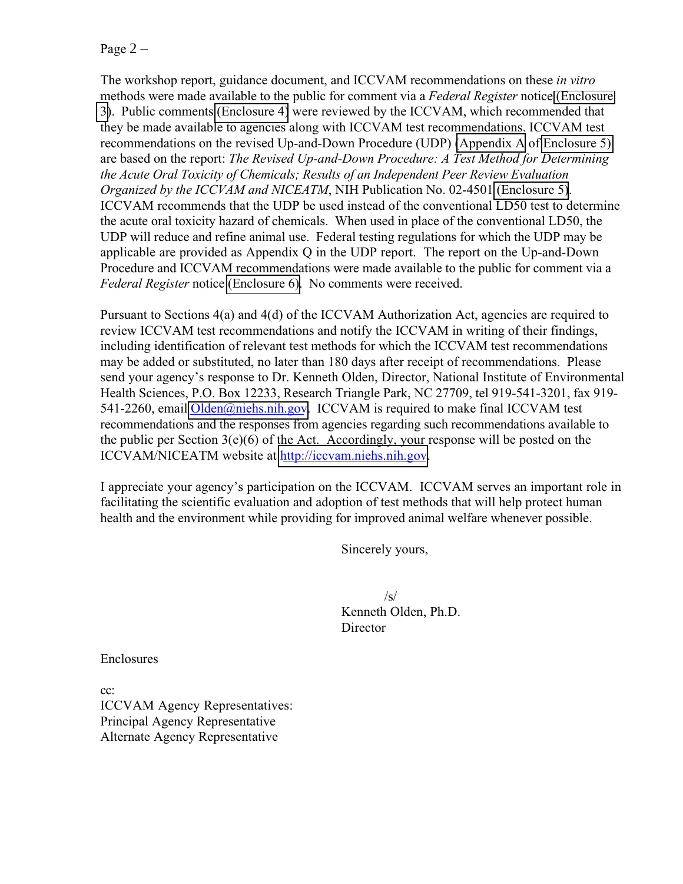The workshop report, guidance document, and ICCVAM recommendations on these *in vitro* methods were made available to the public for comment via a *Federal Register* notice (Enclosure 3). Public comments (Enclosure 4) were reviewed by the ICCVAM, which recommended that they be made available to agencies along with ICCVAM test recommendations. ICCVAM test recommendations on the revised Up-and-Down Procedure (UDP) (Appendix A of Enclosure 5) are based on the report: *The Revised Up-and-Down Procedure: A Test Method for Determining the Acute Oral Toxicity of Chemicals; Results of an Independent Peer Review Evaluation Organized by the ICCVAM and NICEATM*, NIH Publication No. 02-4501 (Enclosure 5). ICCVAM recommends that the UDP be used instead of the conventional LD50 test to determine the acute oral toxicity hazard of chemicals. When used in place of the conventional LD50, the UDP will reduce and refine animal use. Federal testing regulations for which the UDP may be applicable are provided as Appendix Q in the UDP report. The report on the Up-and-Down Procedure and ICCVAM recommendations were made available to the public for comment via a *Federal Register* notice (Enclosure 6). No comments were received.

Pursuant to Sections 4(a) and 4(d) of the ICCVAM Authorization Act, agencies are required to review ICCVAM test recommendations and notify the ICCVAM in writing of their findings, including identification of relevant test methods for which the ICCVAM test recommendations may be added or substituted, no later than 180 days after receipt of recommendations. Please send your agency's response to Dr. Kenneth Olden, Director, National Institute of Environmental Health Sciences, P.O. Box 12233, Research Triangle Park, NC 27709, tel 919-541-3201, fax 919-541-2260, email Olden@niehs.nih.gov. ICCVAM is required to make final ICCVAM test recommendations and the responses from agencies regarding such recommendations available to the public per Section 3(e)(6) of the Act. Accordingly, your response will be posted on the ICCVAM/NICEATM website at http://iccvam.niehs.nih.gov.

I appreciate your agency's participation on the ICCVAM. ICCVAM serves an important role in facilitating the scientific evaluation and adoption of test methods that will help protect human health and the environment while providing for improved animal welfare whenever possible.

Sincerely yours,

/s/

Kenneth Olden, Ph.D.
Director

Enclosures

cc:
ICCVAM Agency Representatives:
Principal Agency Representative
Alternate Agency Representative